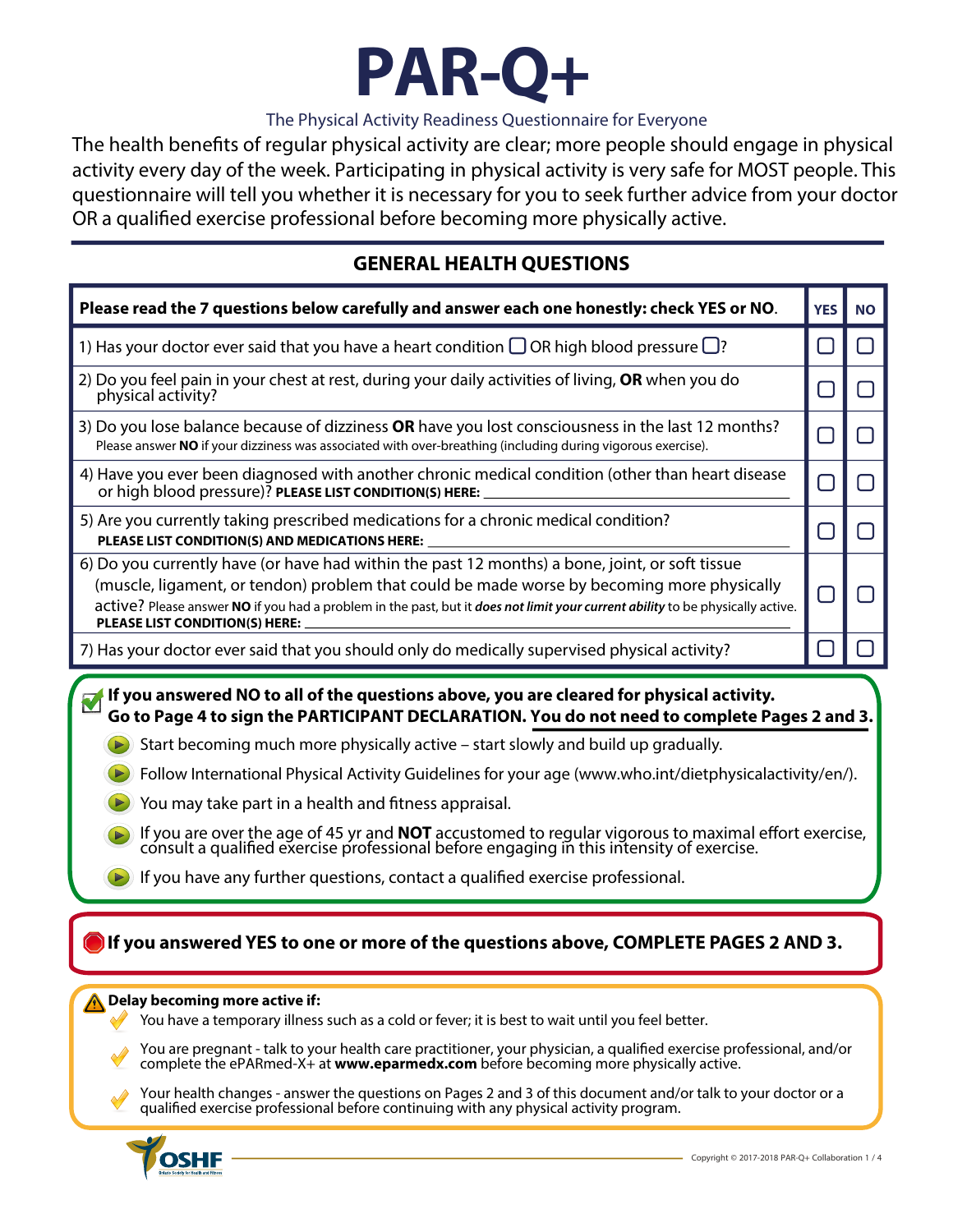# PAR-Q+

The Physical Activity Readiness Questionnaire for Everyone

The health benefits of regular physical activity are clear; more people should engage in physical activity every day of the week. Participating in physical activity is very safe for MOST people. This questionnaire will tell you whether it is necessary for you to seek further advice from your doctor OR a qualified exercise professional before becoming more physically active.

## GENERAL HEALTH QUESTIONS

| **Please read the 7 questions below carefully and answer each one honestly: check YES or NO.** | **YES** | **NO** |
|---|---|---|
| 1) Has your doctor ever said that you have a heart condition ☐ OR high blood pressure ☐? | ☐ | ☐ |
| 2) Do you feel pain in your chest at rest, during your daily activities of living, **OR** when you do physical activity? | ☐ | ☐ |
| 3) Do you lose balance because of dizziness **OR** have you lost consciousness in the last 12 months? Please answer **NO** if your dizziness was associated with over-breathing (including during vigorous exercise). | ☐ | ☐ |
| 4) Have you ever been diagnosed with another chronic medical condition (other than heart disease or high blood pressure)? **PLEASE LIST CONDITION(S) HERE:** ____________ | ☐ | ☐ |
| 5) Are you currently taking prescribed medications for a chronic medical condition? **PLEASE LIST CONDITION(S) AND MEDICATIONS HERE:** ____________ | ☐ | ☐ |
| 6) Do you currently have (or have had within the past 12 months) a bone, joint, or soft tissue (muscle, ligament, or tendon) problem that could be made worse by becoming more physically active? Please answer **NO** if you had a problem in the past, but it ***does not limit your current ability*** to be physically active. **PLEASE LIST CONDITION(S) HERE:** ____________ | ☐ | ☐ |
| 7) Has your doctor ever said that you should only do medically supervised physical activity? | ☐ | ☐ |

**If you answered NO to all of the questions above, you are cleared for physical activity.**
**Go to Page 4 to sign the PARTICIPANT DECLARATION. You do not need to complete Pages 2 and 3.**

- Start becoming much more physically active – start slowly and build up gradually.
- Follow International Physical Activity Guidelines for your age (www.who.int/dietphysicalactivity/en/).
- You may take part in a health and fitness appraisal.
- If you are over the age of 45 yr and **NOT** accustomed to regular vigorous to maximal effort exercise, consult a qualified exercise professional before engaging in this intensity of exercise.
- If you have any further questions, contact a qualified exercise professional.

**If you answered YES to one or more of the questions above, COMPLETE PAGES 2 AND 3.**

**Delay becoming more active if:**

- You have a temporary illness such as a cold or fever; it is best to wait until you feel better.
- You are pregnant - talk to your health care practitioner, your physician, a qualified exercise professional, and/or complete the ePARmed-X+ at **www.eparmedx.com** before becoming more physically active.
- Your health changes - answer the questions on Pages 2 and 3 of this document and/or talk to your doctor or a qualified exercise professional before continuing with any physical activity program.

Copyright © 2017-2018 PAR-Q+ Collaboration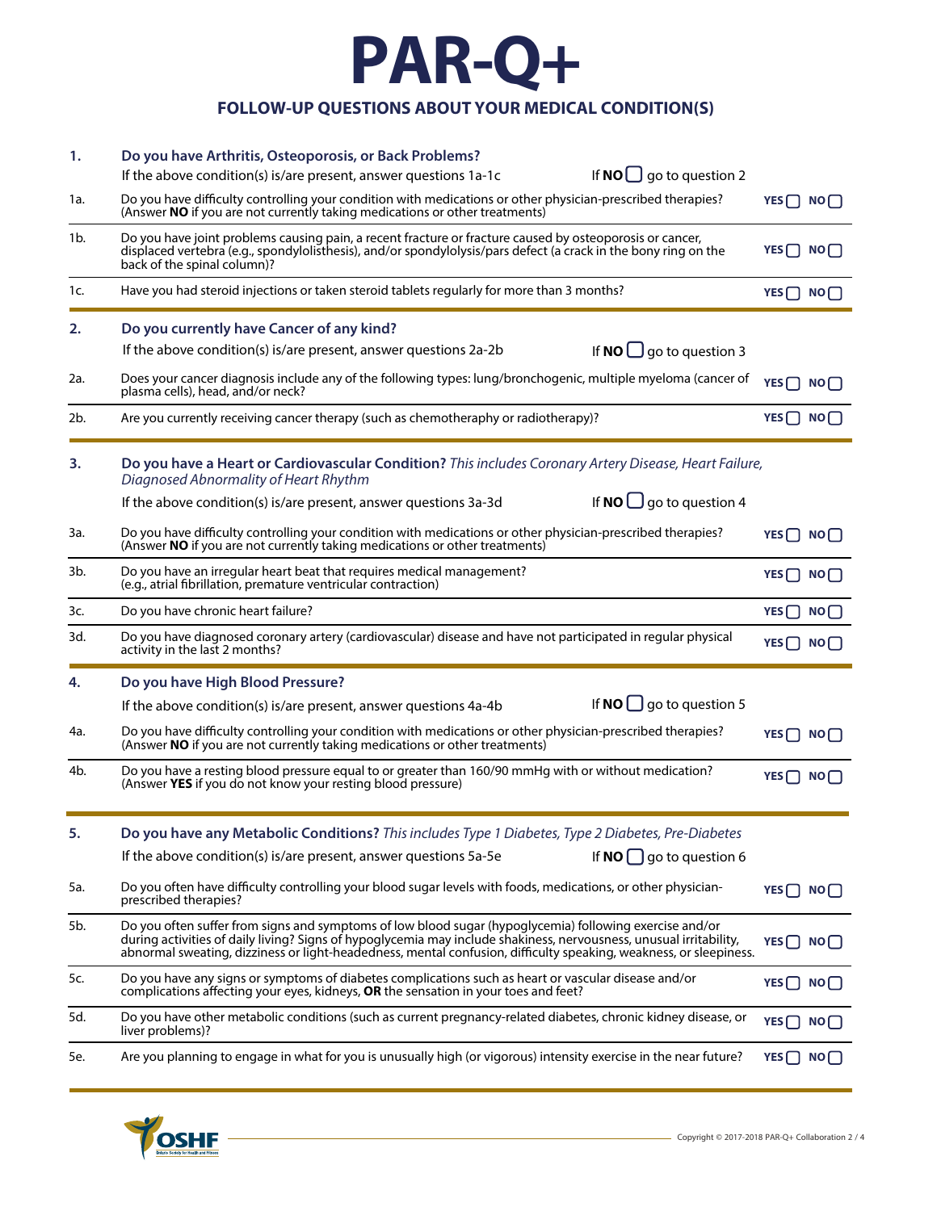# PAR-Q+

## FOLLOW-UP QUESTIONS ABOUT YOUR MEDICAL CONDITION(S)

**1. Do you have Arthritis, Osteoporosis, or Back Problems?**

If the above condition(s) is/are present, answer questions 1a-1c — If **NO** ☐ go to question 2

| | | |
|---|---|---|
| 1a. | Do you have difficulty controlling your condition with medications or other physician-prescribed therapies? (Answer **NO** if you are not currently taking medications or other treatments) | YES ☐ NO ☐ |
| 1b. | Do you have joint problems causing pain, a recent fracture or fracture caused by osteoporosis or cancer, displaced vertebra (e.g., spondylolisthesis), and/or spondylolysis/pars defect (a crack in the bony ring on the back of the spinal column)? | YES ☐ NO ☐ |
| 1c. | Have you had steroid injections or taken steroid tablets regularly for more than 3 months? | YES ☐ NO ☐ |

**2. Do you currently have Cancer of any kind?**

If the above condition(s) is/are present, answer questions 2a-2b — If **NO** ☐ go to question 3

| | | |
|---|---|---|
| 2a. | Does your cancer diagnosis include any of the following types: lung/bronchogenic, multiple myeloma (cancer of plasma cells), head, and/or neck? | YES ☐ NO ☐ |
| 2b. | Are you currently receiving cancer therapy (such as chemotherapy or radiotherapy)? | YES ☐ NO ☐ |

**3. Do you have a Heart or Cardiovascular Condition?** *This includes Coronary Artery Disease, Heart Failure, Diagnosed Abnormality of Heart Rhythm*

If the above condition(s) is/are present, answer questions 3a-3d — If **NO** ☐ go to question 4

| | | |
|---|---|---|
| 3a. | Do you have difficulty controlling your condition with medications or other physician-prescribed therapies? (Answer **NO** if you are not currently taking medications or other treatments) | YES ☐ NO ☐ |
| 3b. | Do you have an irregular heart beat that requires medical management? (e.g., atrial fibrillation, premature ventricular contraction) | YES ☐ NO ☐ |
| 3c. | Do you have chronic heart failure? | YES ☐ NO ☐ |
| 3d. | Do you have diagnosed coronary artery (cardiovascular) disease and have not participated in regular physical activity in the last 2 months? | YES ☐ NO ☐ |

**4. Do you have High Blood Pressure?**

If the above condition(s) is/are present, answer questions 4a-4b — If **NO** ☐ go to question 5

| | | |
|---|---|---|
| 4a. | Do you have difficulty controlling your condition with medications or other physician-prescribed therapies? (Answer **NO** if you are not currently taking medications or other treatments) | YES ☐ NO ☐ |
| 4b. | Do you have a resting blood pressure equal to or greater than 160/90 mmHg with or without medication? (Answer **YES** if you do not know your resting blood pressure) | YES ☐ NO ☐ |

**5. Do you have any Metabolic Conditions?** *This includes Type 1 Diabetes, Type 2 Diabetes, Pre-Diabetes*

If the above condition(s) is/are present, answer questions 5a-5e — If **NO** ☐ go to question 6

| | | |
|---|---|---|
| 5a. | Do you often have difficulty controlling your blood sugar levels with foods, medications, or other physician-prescribed therapies? | YES ☐ NO ☐ |
| 5b. | Do you often suffer from signs and symptoms of low blood sugar (hypoglycemia) following exercise and/or during activities of daily living? Signs of hypoglycemia may include shakiness, nervousness, unusual irritability, abnormal sweating, dizziness or light-headedness, mental confusion, difficulty speaking, weakness, or sleepiness. | YES ☐ NO ☐ |
| 5c. | Do you have any signs or symptoms of diabetes complications such as heart or vascular disease and/or complications affecting your eyes, kidneys, **OR** the sensation in your toes and feet? | YES ☐ NO ☐ |
| 5d. | Do you have other metabolic conditions (such as current pregnancy-related diabetes, chronic kidney disease, or liver problems)? | YES ☐ NO ☐ |
| 5e. | Are you planning to engage in what for you is unusually high (or vigorous) intensity exercise in the near future? | YES ☐ NO ☐ |

Copyright © 2017-2018 PAR-Q+ Collaboration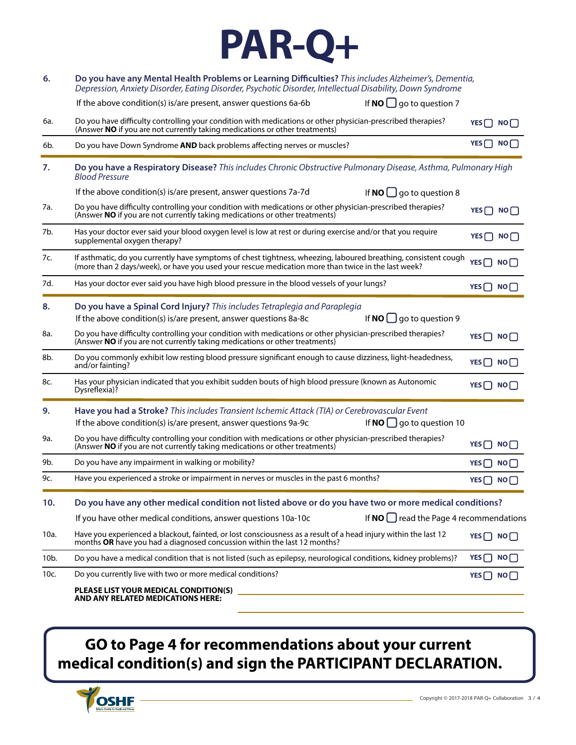# PAR-Q+

**6. Do you have any Mental Health Problems or Learning Difficulties?** *This includes Alzheimer's, Dementia, Depression, Anxiety Disorder, Eating Disorder, Psychotic Disorder, Intellectual Disability, Down Syndrome*

If the above condition(s) is/are present, answer questions 6a-6b — If **NO** ☐ go to question 7

| | | |
|---|---|---|
| 6a. | Do you have difficulty controlling your condition with medications or other physician-prescribed therapies? (Answer **NO** if you are not currently taking medications or other treatments) | YES ☐ NO ☐ |
| 6b. | Do you have Down Syndrome **AND** back problems affecting nerves or muscles? | YES ☐ NO ☐ |

**7. Do you have a Respiratory Disease?** *This includes Chronic Obstructive Pulmonary Disease, Asthma, Pulmonary High Blood Pressure*

If the above condition(s) is/are present, answer questions 7a-7d — If **NO** ☐ go to question 8

| | | |
|---|---|---|
| 7a. | Do you have difficulty controlling your condition with medications or other physician-prescribed therapies? (Answer **NO** if you are not currently taking medications or other treatments) | YES ☐ NO ☐ |
| 7b. | Has your doctor ever said your blood oxygen level is low at rest or during exercise and/or that you require supplemental oxygen therapy? | YES ☐ NO ☐ |
| 7c. | If asthmatic, do you currently have symptoms of chest tightness, wheezing, laboured breathing, consistent cough (more than 2 days/week), or have you used your rescue medication more than twice in the last week? | YES ☐ NO ☐ |
| 7d. | Has your doctor ever said you have high blood pressure in the blood vessels of your lungs? | YES ☐ NO ☐ |

**8. Do you have a Spinal Cord Injury?** *This includes Tetraplegia and Paraplegia*

If the above condition(s) is/are present, answer questions 8a-8c — If **NO** ☐ go to question 9

| | | |
|---|---|---|
| 8a. | Do you have difficulty controlling your condition with medications or other physician-prescribed therapies? (Answer **NO** if you are not currently taking medications or other treatments) | YES ☐ NO ☐ |
| 8b. | Do you commonly exhibit low resting blood pressure significant enough to cause dizziness, light-headedness, and/or fainting? | YES ☐ NO ☐ |
| 8c. | Has your physician indicated that you exhibit sudden bouts of high blood pressure (known as Autonomic Dysreflexia)? | YES ☐ NO ☐ |

**9. Have you had a Stroke?** *This includes Transient Ischemic Attack (TIA) or Cerebrovascular Event*

If the above condition(s) is/are present, answer questions 9a-9c — If **NO** ☐ go to question 10

| | | |
|---|---|---|
| 9a. | Do you have difficulty controlling your condition with medications or other physician-prescribed therapies? (Answer **NO** if you are not currently taking medications or other treatments) | YES ☐ NO ☐ |
| 9b. | Do you have any impairment in walking or mobility? | YES ☐ NO ☐ |
| 9c. | Have you experienced a stroke or impairment in nerves or muscles in the past 6 months? | YES ☐ NO ☐ |

**10. Do you have any other medical condition not listed above or do you have two or more medical conditions?**

If you have other medical conditions, answer questions 10a-10c — If **NO** ☐ read the Page 4 recommendations

| | | |
|---|---|---|
| 10a. | Have you experienced a blackout, fainted, or lost consciousness as a result of a head injury within the last 12 months **OR** have you had a diagnosed concussion within the last 12 months? | YES ☐ NO ☐ |
| 10b. | Do you have a medical condition that is not listed (such as epilepsy, neurological conditions, kidney problems)? | YES ☐ NO ☐ |
| 10c. | Do you currently live with two or more medical conditions? | YES ☐ NO ☐ |

**PLEASE LIST YOUR MEDICAL CONDITION(S) AND ANY RELATED MEDICATIONS HERE:** ______________________________

______________________________

**GO to Page 4 for recommendations about your current medical condition(s) and sign the PARTICIPANT DECLARATION.**

OSHF — Ontario Society for Health and Fitness

Copyright © 2017-2018 PAR-Q+ Collaboration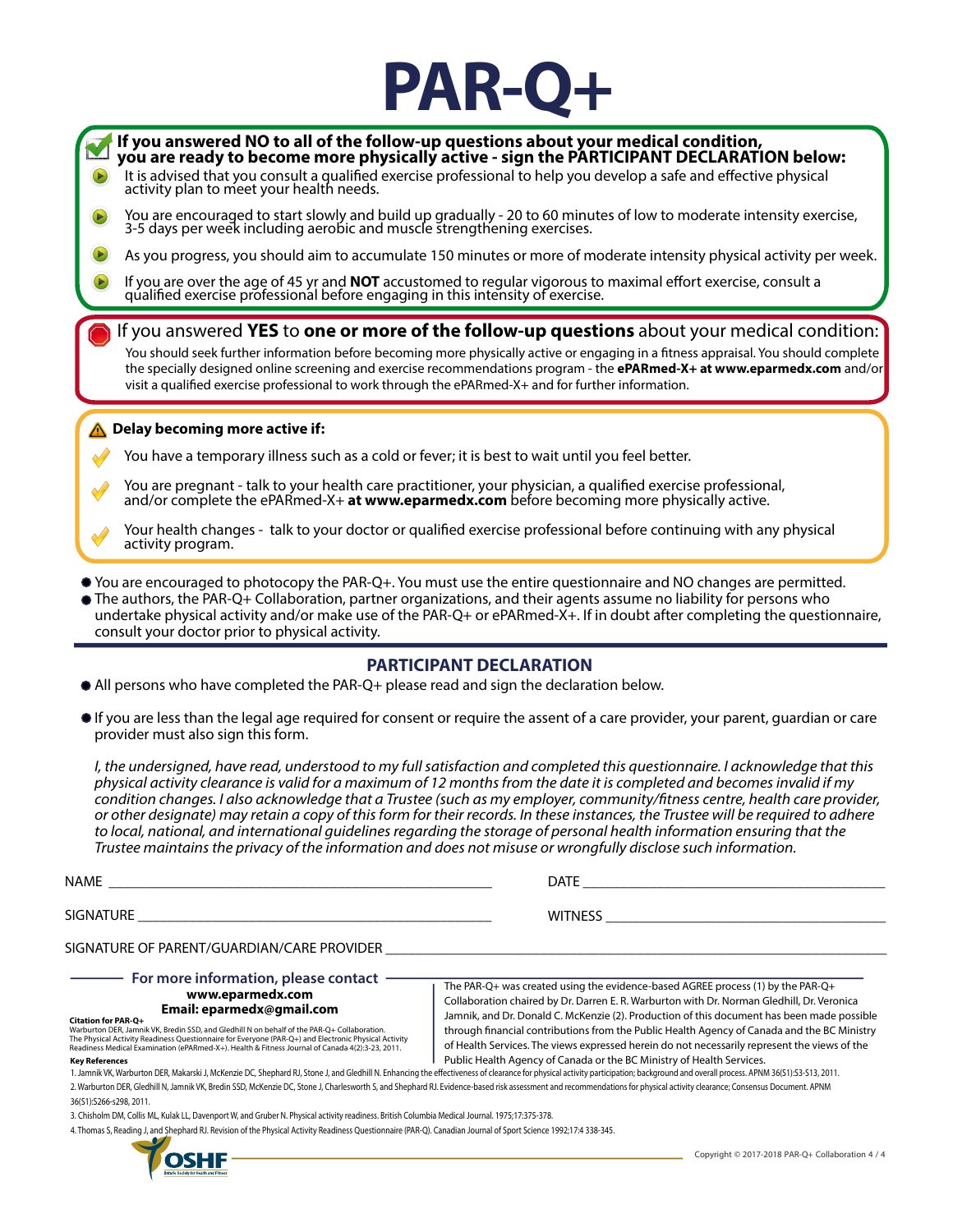# PAR-Q+

**If you answered NO to all of the follow-up questions about your medical condition, you are ready to become more physically active - sign the PARTICIPANT DECLARATION below:**

- It is advised that you consult a qualified exercise professional to help you develop a safe and effective physical activity plan to meet your health needs.
- You are encouraged to start slowly and build up gradually - 20 to 60 minutes of low to moderate intensity exercise, 3-5 days per week including aerobic and muscle strengthening exercises.
- As you progress, you should aim to accumulate 150 minutes or more of moderate intensity physical activity per week.
- If you are over the age of 45 yr and **NOT** accustomed to regular vigorous to maximal effort exercise, consult a qualified exercise professional before engaging in this intensity of exercise.

If you answered **YES** to **one or more of the follow-up questions** about your medical condition:

You should seek further information before becoming more physically active or engaging in a fitness appraisal. You should complete the specially designed online screening and exercise recommendations program - the **ePARmed-X+ at www.eparmedx.com** and/or visit a qualified exercise professional to work through the ePARmed-X+ and for further information.

**Delay becoming more active if:**

- You have a temporary illness such as a cold or fever; it is best to wait until you feel better.
- You are pregnant - talk to your health care practitioner, your physician, a qualified exercise professional, and/or complete the ePARmed-X+ **at www.eparmedx.com** before becoming more physically active.
- Your health changes - talk to your doctor or qualified exercise professional before continuing with any physical activity program.

- You are encouraged to photocopy the PAR-Q+. You must use the entire questionnaire and NO changes are permitted.
- The authors, the PAR-Q+ Collaboration, partner organizations, and their agents assume no liability for persons who undertake physical activity and/or make use of the PAR-Q+ or ePARmed-X+. If in doubt after completing the questionnaire, consult your doctor prior to physical activity.

## PARTICIPANT DECLARATION

- All persons who have completed the PAR-Q+ please read and sign the declaration below.
- If you are less than the legal age required for consent or require the assent of a care provider, your parent, guardian or care provider must also sign this form.

*I, the undersigned, have read, understood to my full satisfaction and completed this questionnaire. I acknowledge that this physical activity clearance is valid for a maximum of 12 months from the date it is completed and becomes invalid if my condition changes. I also acknowledge that a Trustee (such as my employer, community/fitness centre, health care provider, or other designate) may retain a copy of this form for their records. In these instances, the Trustee will be required to adhere to local, national, and international guidelines regarding the storage of personal health information ensuring that the Trustee maintains the privacy of the information and does not misuse or wrongfully disclose such information.*

NAME ____________________________________________ DATE ____________________________________

SIGNATURE ________________________________________ WITNESS __________________________________

SIGNATURE OF PARENT/GUARDIAN/CARE PROVIDER ______________________________________________

**For more information, please contact**

**www.eparmedx.com**
**Email: eparmedx@gmail.com**

**Citation for PAR-Q+**
Warburton DER, Jamnik VK, Bredin SSD, and Gledhill N on behalf of the PAR-Q+ Collaboration. The Physical Activity Readiness Questionnaire for Everyone (PAR-Q+) and Electronic Physical Activity Readiness Medical Examination (ePARmed-X+). Health & Fitness Journal of Canada 4(2):3-23, 2011.

The PAR-Q+ was created using the evidence-based AGREE process (1) by the PAR-Q+ Collaboration chaired by Dr. Darren E. R. Warburton with Dr. Norman Gledhill, Dr. Veronica Jamnik, and Dr. Donald C. McKenzie (2). Production of this document has been made possible through financial contributions from the Public Health Agency of Canada and the BC Ministry of Health Services. The views expressed herein do not necessarily represent the views of the Public Health Agency of Canada or the BC Ministry of Health Services.

**Key References**

1. Jamnik VK, Warburton DER, Makarski J, McKenzie DC, Shephard RJ, Stone J, and Gledhill N. Enhancing the effectiveness of clearance for physical activity participation; background and overall process. APNM 36(S1):S3-S13, 2011.
2. Warburton DER, Gledhill N, Jamnik VK, Bredin SSD, McKenzie DC, Stone J, Charlesworth S, and Shephard RJ. Evidence-based risk assessment and recommendations for physical activity clearance; Consensus Document. APNM 36(S1):S266-s298, 2011.
3. Chisholm DM, Collis ML, Kulak LL, Davenport W, and Gruber N. Physical activity readiness. British Columbia Medical Journal. 1975;17:375-378.
4. Thomas S, Reading J, and Shephard RJ. Revision of the Physical Activity Readiness Questionnaire (PAR-Q). Canadian Journal of Sport Science 1992;17:4 338-345.

Copyright © 2017-2018 PAR-Q+ Collaboration